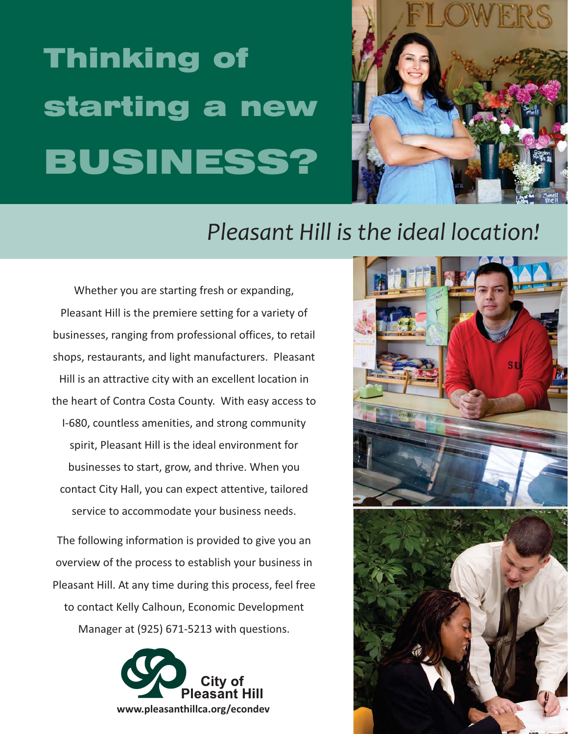# Thinking of starting a new BUSINESS?

*Pleasant Hill is the ideal location!*

Whether you are starting fresh or expanding, Pleasant Hill is the premiere setting for a variety of businesses, ranging from professional offices, to retail shops, restaurants, and light manufacturers. Pleasant Hill is an attractive city with an excellent location in the heart of Contra Costa County. With easy access to I-680, countless amenities, and strong community spirit, Pleasant Hill is the ideal environment for businesses to start, grow, and thrive. When you contact City Hall, you can expect attentive, tailored service to accommodate your business needs.

The following information is provided to give you an overview of the process to establish your business in Pleasant Hill. At any time during this process, feel free to contact Kelly Calhoun, Economic Development Manager at (925) 671-5213 with questions.

City of Pleasant Hill

**www.pleasanthillca.org/econdev**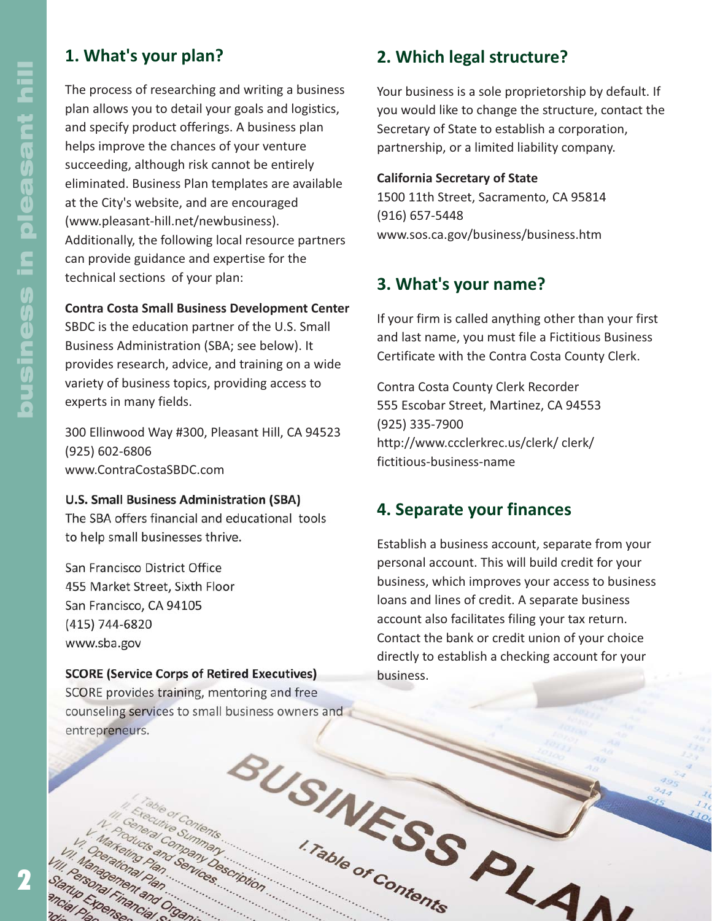## 1. What's your plan?

The process of researching and writing a business plan allows you to detail your goals and logistics, and specify product offerings. A business plan helps improve the chances of your venture succeeding, although risk cannot be entirely eliminated. Business Plan templates are available at the City's website, and are encouraged (www.pleasant-hill.net/newbusiness). Additionally, the following local resource partners can provide guidance and expertise for the technical sections of your plan:

**Contra Costa Small Business Development Center**
SBDC is the education partner of the U.S. Small Business Administration (SBA; see below). It provides research, advice, and training on a wide variety of business topics, providing access to experts in many fields.

300 Ellinwood Way #300, Pleasant Hill, CA 94523
(925) 602-6806
www.ContraCostaSBDC.com

**U.S. Small Business Administration (SBA)**
The SBA offers financial and educational tools to help small businesses thrive.

San Francisco District Office
455 Market Street, Sixth Floor
San Francisco, CA 94105
(415) 744-6820
www.sba.gov

**SCORE (Service Corps of Retired Executives)**
SCORE provides training, mentoring and free counseling services to small business owners and entrepreneurs.

## 2. Which legal structure?

Your business is a sole proprietorship by default. If you would like to change the structure, contact the Secretary of State to establish a corporation, partnership, or a limited liability company.

**California Secretary of State**
1500 11th Street, Sacramento, CA 95814
(916) 657-5448
www.sos.ca.gov/business/business.htm

## 3. What's your name?

If your firm is called anything other than your first and last name, you must file a Fictitious Business Certificate with the Contra Costa County Clerk.

Contra Costa County Clerk Recorder
555 Escobar Street, Martinez, CA 94553
(925) 335-7900
http://www.ccclerkrec.us/clerk/ clerk/ fictitious-business-name

## 4. Separate your finances

Establish a business account, separate from your personal account. This will build credit for your business, which improves your access to business loans and lines of credit. A separate business account also facilitates filing your tax return. Contact the bank or credit union of your choice directly to establish a checking account for your business.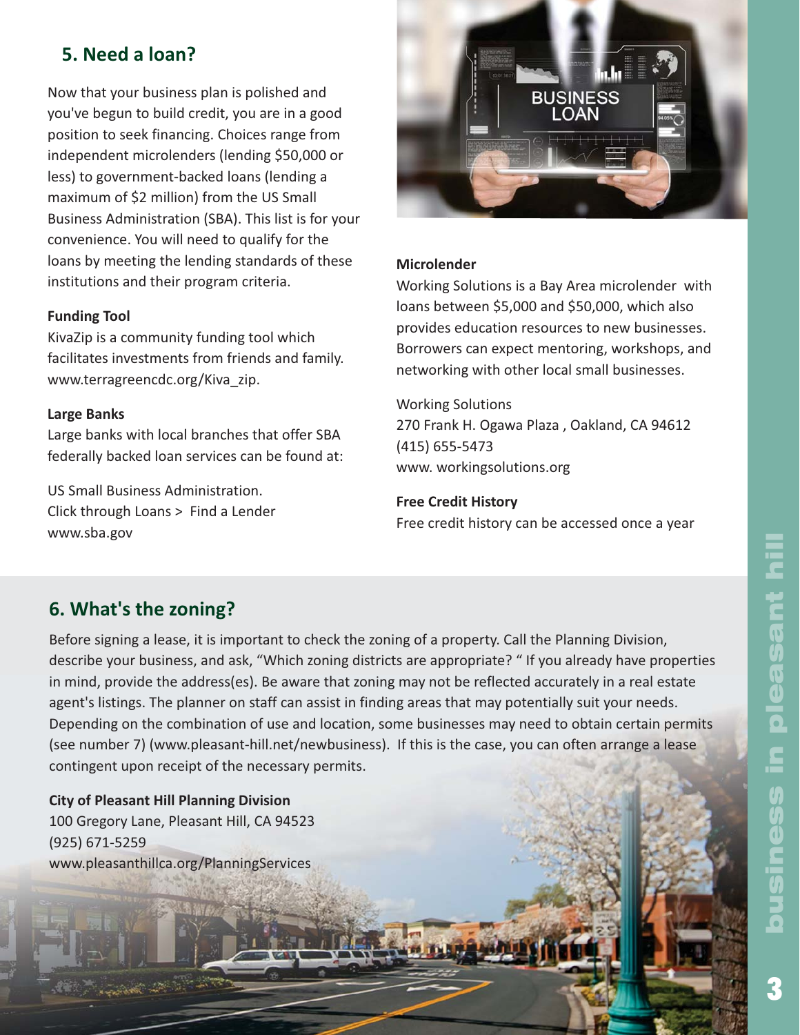## 5. Need a loan?

Now that your business plan is polished and you've begun to build credit, you are in a good position to seek financing. Choices range from independent microlenders (lending $50,000 or less) to government-backed loans (lending a maximum of $2 million) from the US Small Business Administration (SBA). This list is for your convenience. You will need to qualify for the loans by meeting the lending standards of these institutions and their program criteria.

**Funding Tool**

KivaZip is a community funding tool which facilitates investments from friends and family. www.terragreencdc.org/Kiva_zip.

**Large Banks**

Large banks with local branches that offer SBA federally backed loan services can be found at:

US Small Business Administration.
Click through Loans > Find a Lender
www.sba.gov

**Microlender**

Working Solutions is a Bay Area microlender with loans between $5,000 and $50,000, which also provides education resources to new businesses. Borrowers can expect mentoring, workshops, and networking with other local small businesses.

Working Solutions
270 Frank H. Ogawa Plaza , Oakland, CA 94612
(415) 655-5473
www. workingsolutions.org

**Free Credit History**

Free credit history can be accessed once a year

## 6. What's the zoning?

Before signing a lease, it is important to check the zoning of a property. Call the Planning Division, describe your business, and ask, "Which zoning districts are appropriate? " If you already have properties in mind, provide the address(es). Be aware that zoning may not be reflected accurately in a real estate agent's listings. The planner on staff can assist in finding areas that may potentially suit your needs. Depending on the combination of use and location, some businesses may need to obtain certain permits (see number 7) (www.pleasant-hill.net/newbusiness). If this is the case, you can often arrange a lease contingent upon receipt of the necessary permits.

**City of Pleasant Hill Planning Division**
100 Gregory Lane, Pleasant Hill, CA 94523
(925) 671-5259
www.pleasanthillca.org/PlanningServices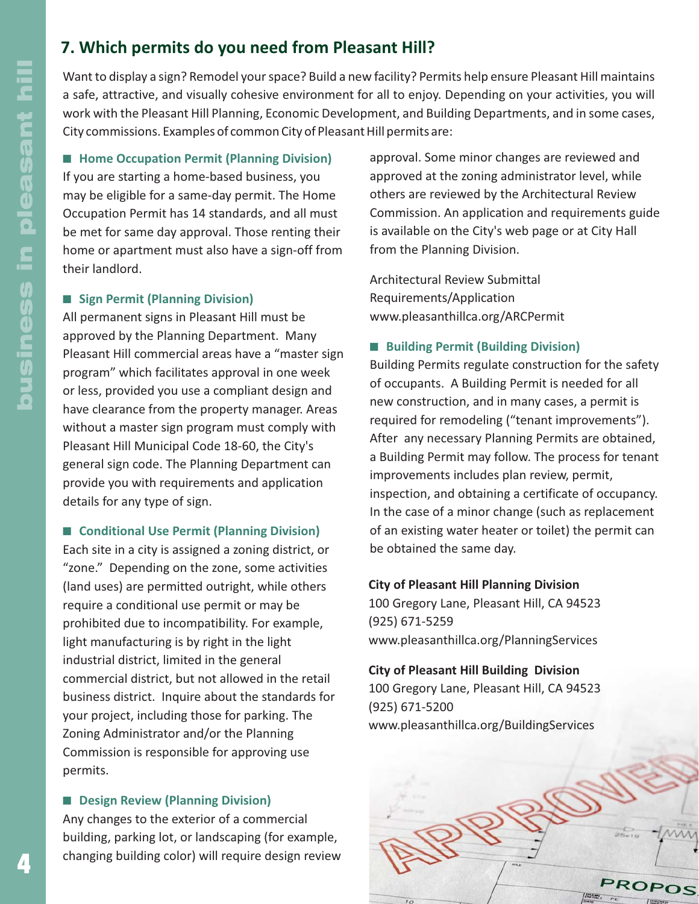## 7. Which permits do you need from Pleasant Hill?

Want to display a sign? Remodel your space? Build a new facility? Permits help ensure Pleasant Hill maintains a safe, attractive, and visually cohesive environment for all to enjoy. Depending on your activities, you will work with the Pleasant Hill Planning, Economic Development, and Building Departments, and in some cases, City commissions. Examples of common City of Pleasant Hill permits are:

### ■ Home Occupation Permit (Planning Division)

If you are starting a home-based business, you may be eligible for a same-day permit. The Home Occupation Permit has 14 standards, and all must be met for same day approval. Those renting their home or apartment must also have a sign-off from their landlord.

### ■ Sign Permit (Planning Division)

All permanent signs in Pleasant Hill must be approved by the Planning Department. Many Pleasant Hill commercial areas have a "master sign program" which facilitates approval in one week or less, provided you use a compliant design and have clearance from the property manager. Areas without a master sign program must comply with Pleasant Hill Municipal Code 18-60, the City's general sign code. The Planning Department can provide you with requirements and application details for any type of sign.

### ■ Conditional Use Permit (Planning Division)

Each site in a city is assigned a zoning district, or "zone." Depending on the zone, some activities (land uses) are permitted outright, while others require a conditional use permit or may be prohibited due to incompatibility. For example, light manufacturing is by right in the light industrial district, limited in the general commercial district, but not allowed in the retail business district. Inquire about the standards for your project, including those for parking. The Zoning Administrator and/or the Planning Commission is responsible for approving use permits.

### ■ Design Review (Planning Division)

Any changes to the exterior of a commercial building, parking lot, or landscaping (for example, changing building color) will require design review approval. Some minor changes are reviewed and approved at the zoning administrator level, while others are reviewed by the Architectural Review Commission. An application and requirements guide is available on the City's web page or at City Hall from the Planning Division.

Architectural Review Submittal Requirements/Application
www.pleasanthillca.org/ARCPermit

### ■ Building Permit (Building Division)

Building Permits regulate construction for the safety of occupants. A Building Permit is needed for all new construction, and in many cases, a permit is required for remodeling ("tenant improvements"). After any necessary Planning Permits are obtained, a Building Permit may follow. The process for tenant improvements includes plan review, permit, inspection, and obtaining a certificate of occupancy. In the case of a minor change (such as replacement of an existing water heater or toilet) the permit can be obtained the same day.

**City of Pleasant Hill Planning Division**
100 Gregory Lane, Pleasant Hill, CA 94523
(925) 671-5259
www.pleasanthillca.org/PlanningServices

**City of Pleasant Hill Building Division**
100 Gregory Lane, Pleasant Hill, CA 94523
(925) 671-5200
www.pleasanthillca.org/BuildingServices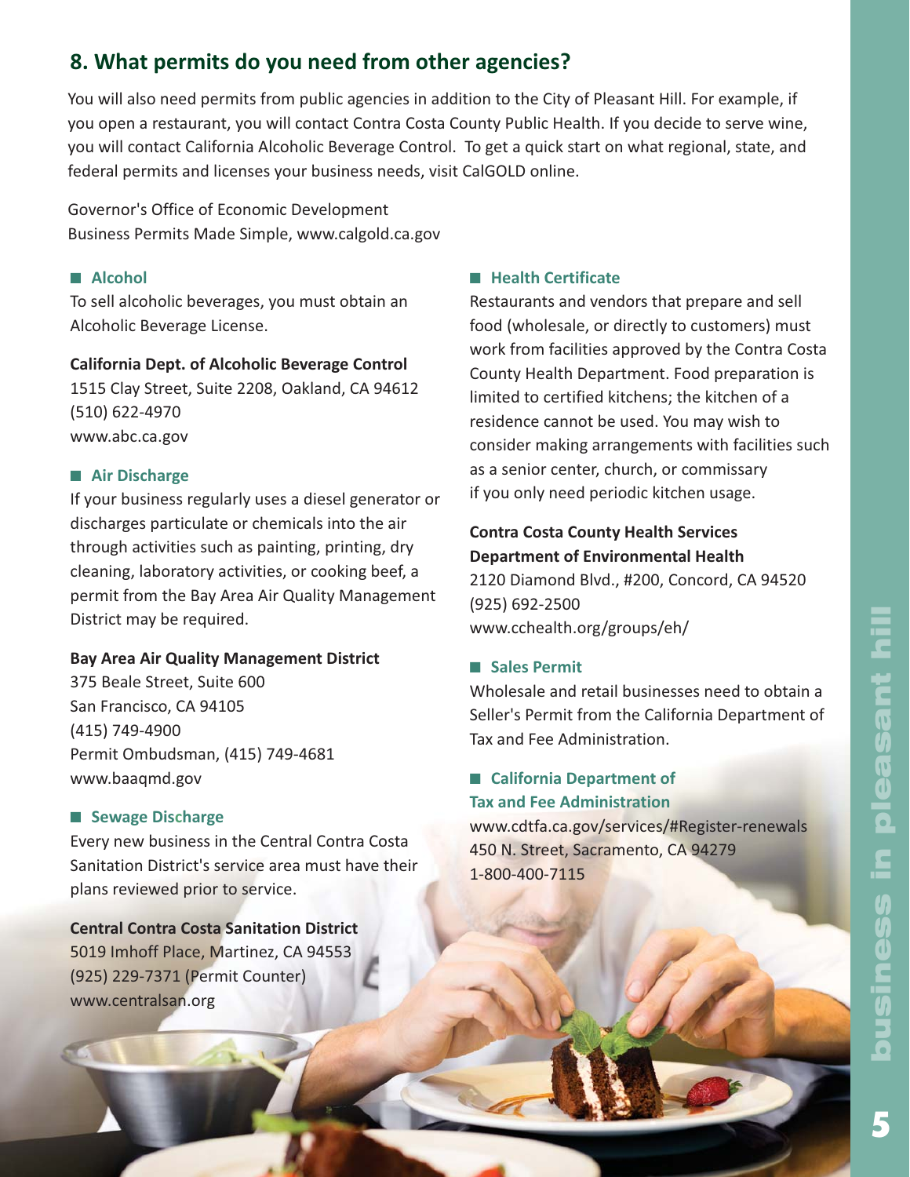## 8. What permits do you need from other agencies?

You will also need permits from public agencies in addition to the City of Pleasant Hill. For example, if you open a restaurant, you will contact Contra Costa County Public Health. If you decide to serve wine, you will contact California Alcoholic Beverage Control. To get a quick start on what regional, state, and federal permits and licenses your business needs, visit CalGOLD online.

Governor's Office of Economic Development
Business Permits Made Simple, www.calgold.ca.gov

### Alcohol

To sell alcoholic beverages, you must obtain an Alcoholic Beverage License.

**California Dept. of Alcoholic Beverage Control**
1515 Clay Street, Suite 2208, Oakland, CA 94612
(510) 622-4970
www.abc.ca.gov

### Air Discharge

If your business regularly uses a diesel generator or discharges particulate or chemicals into the air through activities such as painting, printing, dry cleaning, laboratory activities, or cooking beef, a permit from the Bay Area Air Quality Management District may be required.

**Bay Area Air Quality Management District**
375 Beale Street, Suite 600
San Francisco, CA 94105
(415) 749-4900
Permit Ombudsman, (415) 749-4681
www.baaqmd.gov

### Sewage Discharge

Every new business in the Central Contra Costa Sanitation District's service area must have their plans reviewed prior to service.

**Central Contra Costa Sanitation District**
5019 Imhoff Place, Martinez, CA 94553
(925) 229-7371 (Permit Counter)
www.centralsan.org

### Health Certificate

Restaurants and vendors that prepare and sell food (wholesale, or directly to customers) must work from facilities approved by the Contra Costa County Health Department. Food preparation is limited to certified kitchens; the kitchen of a residence cannot be used. You may wish to consider making arrangements with facilities such as a senior center, church, or commissary if you only need periodic kitchen usage.

**Contra Costa County Health Services Department of Environmental Health**
2120 Diamond Blvd., #200, Concord, CA 94520
(925) 692-2500
www.cchealth.org/groups/eh/

### Sales Permit

Wholesale and retail businesses need to obtain a Seller's Permit from the California Department of Tax and Fee Administration.

### California Department of Tax and Fee Administration

www.cdtfa.ca.gov/services/#Register-renewals
450 N. Street, Sacramento, CA 94279
1-800-400-7115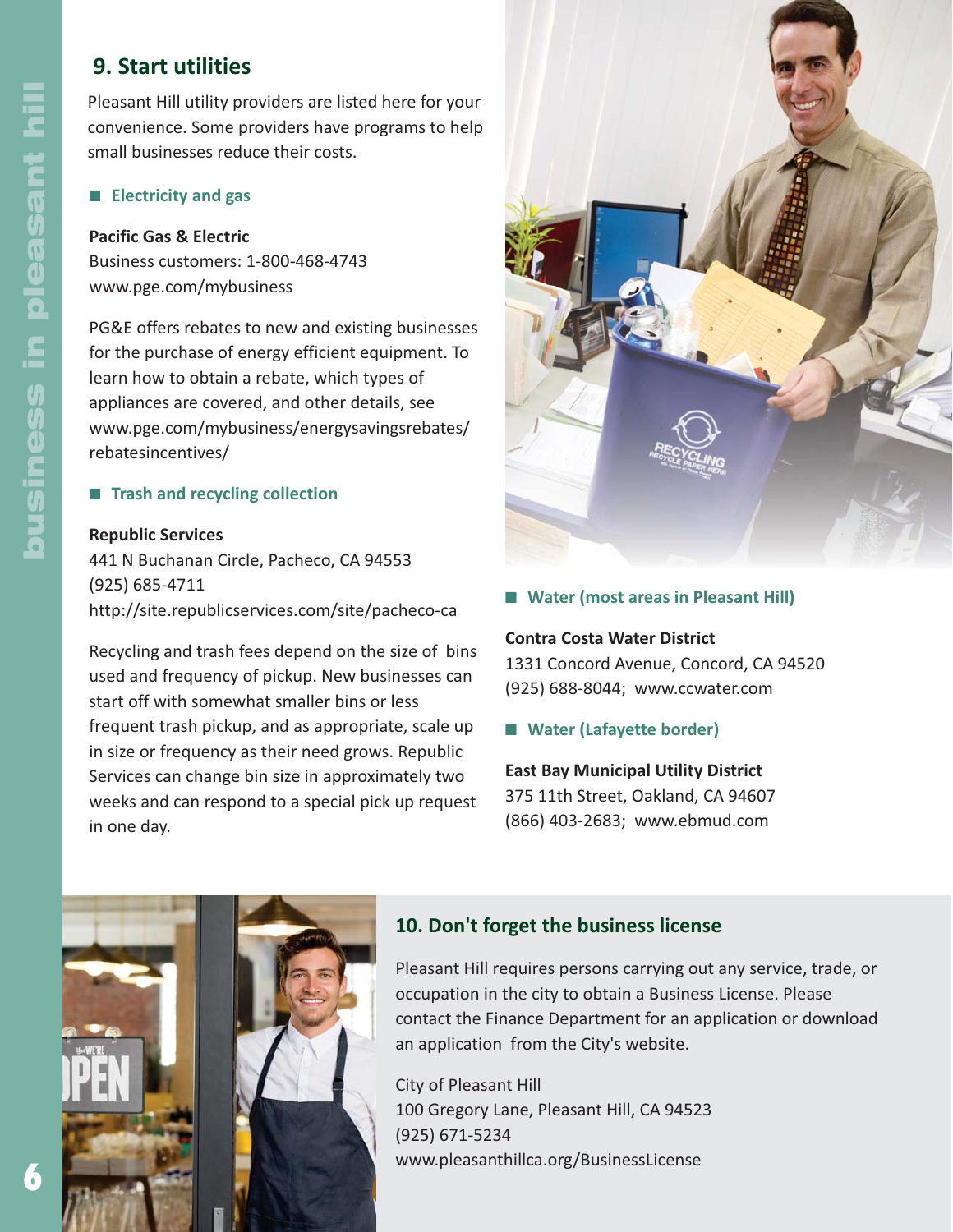## 9. Start utilities

Pleasant Hill utility providers are listed here for your convenience. Some providers have programs to help small businesses reduce their costs.

### Electricity and gas

**Pacific Gas & Electric**
Business customers: 1-800-468-4743
www.pge.com/mybusiness

PG&E offers rebates to new and existing businesses for the purchase of energy efficient equipment. To learn how to obtain a rebate, which types of appliances are covered, and other details, see www.pge.com/mybusiness/energysavingsrebates/rebatesincentives/

### Trash and recycling collection

**Republic Services**
441 N Buchanan Circle, Pacheco, CA 94553
(925) 685-4711
http://site.republicservices.com/site/pacheco-ca

Recycling and trash fees depend on the size of bins used and frequency of pickup. New businesses can start off with somewhat smaller bins or less frequent trash pickup, and as appropriate, scale up in size or frequency as their need grows. Republic Services can change bin size in approximately two weeks and can respond to a special pick up request in one day.

### Water (most areas in Pleasant Hill)

**Contra Costa Water District**
1331 Concord Avenue, Concord, CA 94520
(925) 688-8044; www.ccwater.com

### Water (Lafayette border)

**East Bay Municipal Utility District**
375 11th Street, Oakland, CA 94607
(866) 403-2683; www.ebmud.com

## 10. Don't forget the business license

Pleasant Hill requires persons carrying out any service, trade, or occupation in the city to obtain a Business License. Please contact the Finance Department for an application or download an application from the City's website.

City of Pleasant Hill
100 Gregory Lane, Pleasant Hill, CA 94523
(925) 671-5234
www.pleasanthillca.org/BusinessLicense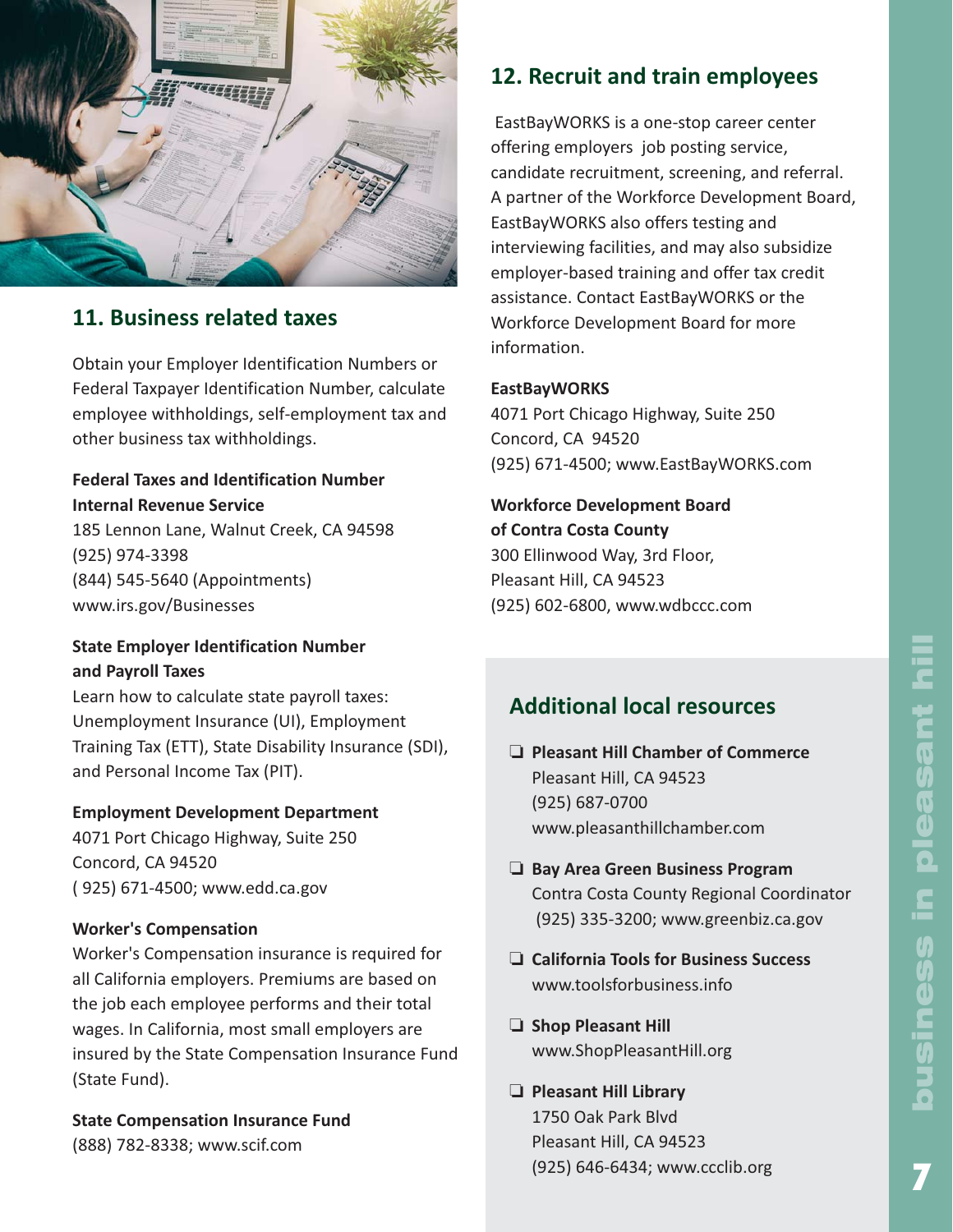## 11. Business related taxes

Obtain your Employer Identification Numbers or Federal Taxpayer Identification Number, calculate employee withholdings, self-employment tax and other business tax withholdings.

**Federal Taxes and Identification Number**
**Internal Revenue Service**
185 Lennon Lane, Walnut Creek, CA 94598
(925) 974-3398
(844) 545-5640 (Appointments)
www.irs.gov/Businesses

**State Employer Identification Number and Payroll Taxes**
Learn how to calculate state payroll taxes: Unemployment Insurance (UI), Employment Training Tax (ETT), State Disability Insurance (SDI), and Personal Income Tax (PIT).

**Employment Development Department**
4071 Port Chicago Highway, Suite 250
Concord, CA 94520
( 925) 671-4500; www.edd.ca.gov

**Worker's Compensation**
Worker's Compensation insurance is required for all California employers. Premiums are based on the job each employee performs and their total wages. In California, most small employers are insured by the State Compensation Insurance Fund (State Fund).

**State Compensation Insurance Fund**
(888) 782-8338; www.scif.com

## 12. Recruit and train employees

EastBayWORKS is a one-stop career center offering employers job posting service, candidate recruitment, screening, and referral. A partner of the Workforce Development Board, EastBayWORKS also offers testing and interviewing facilities, and may also subsidize employer-based training and offer tax credit assistance. Contact EastBayWORKS or the Workforce Development Board for more information.

**EastBayWORKS**
4071 Port Chicago Highway, Suite 250
Concord, CA 94520
(925) 671-4500; www.EastBayWORKS.com

**Workforce Development Board of Contra Costa County**
300 Ellinwood Way, 3rd Floor,
Pleasant Hill, CA 94523
(925) 602-6800, www.wdbccc.com

## Additional local resources

- ❑ **Pleasant Hill Chamber of Commerce**
  Pleasant Hill, CA 94523
  (925) 687-0700
  www.pleasanthillchamber.com
- ❑ **Bay Area Green Business Program**
  Contra Costa County Regional Coordinator
  (925) 335-3200; www.greenbiz.ca.gov
- ❑ **California Tools for Business Success**
  www.toolsforbusiness.info
- ❑ **Shop Pleasant Hill**
  www.ShopPleasantHill.org
- ❑ **Pleasant Hill Library**
  1750 Oak Park Blvd
  Pleasant Hill, CA 94523
  (925) 646-6434; www.ccclib.org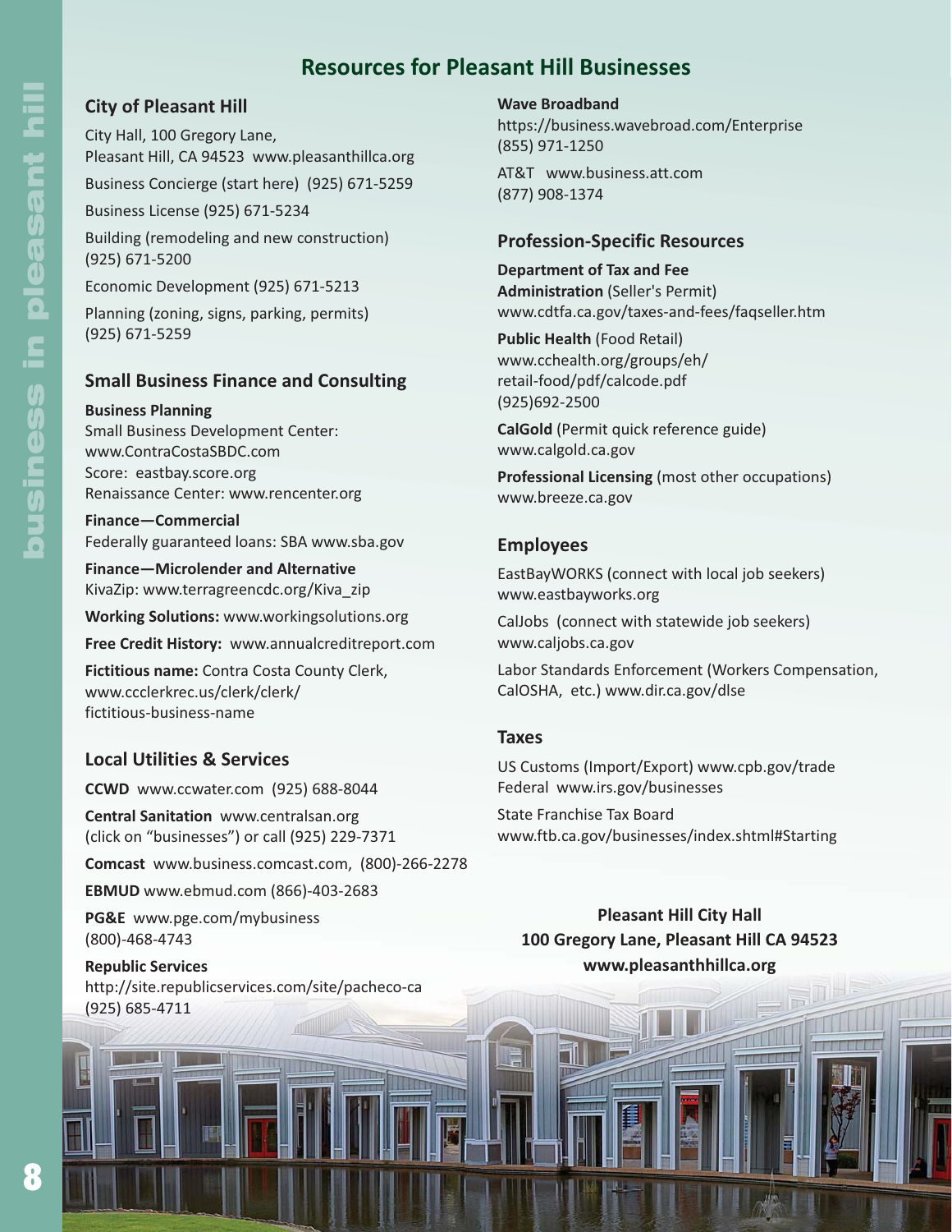# Resources for Pleasant Hill Businesses

## City of Pleasant Hill

City Hall, 100 Gregory Lane,
Pleasant Hill, CA 94523 www.pleasanthillca.org

Business Concierge (start here) (925) 671-5259

Business License (925) 671-5234

Building (remodeling and new construction)
(925) 671-5200

Economic Development (925) 671-5213

Planning (zoning, signs, parking, permits)
(925) 671-5259

## Small Business Finance and Consulting

**Business Planning**
Small Business Development Center:
www.ContraCostaSBDC.com
Score: eastbay.score.org
Renaissance Center: www.rencenter.org

**Finance—Commercial**
Federally guaranteed loans: SBA www.sba.gov

**Finance—Microlender and Alternative**
KivaZip: www.terragreencdc.org/Kiva_zip

**Working Solutions:** www.workingsolutions.org

**Free Credit History:** www.annualcreditreport.com

**Fictitious name:** Contra Costa County Clerk,
www.ccclerkrec.us/clerk/clerk/
fictitious-business-name

## Local Utilities & Services

**CCWD** www.ccwater.com (925) 688-8044

**Central Sanitation** www.centralsan.org
(click on "businesses") or call (925) 229-7371

**Comcast** www.business.comcast.com, (800)-266-2278

**EBMUD** www.ebmud.com (866)-403-2683

**PG&E** www.pge.com/mybusiness
(800)-468-4743

**Republic Services**
http://site.republicservices.com/site/pacheco-ca
(925) 685-4711

**Wave Broadband**
https://business.wavebroad.com/Enterprise
(855) 971-1250

AT&T www.business.att.com
(877) 908-1374

## Profession-Specific Resources

**Department of Tax and Fee Administration** (Seller's Permit)
www.cdtfa.ca.gov/taxes-and-fees/faqseller.htm

**Public Health** (Food Retail)
www.cchealth.org/groups/eh/
retail-food/pdf/calcode.pdf
(925)692-2500

**CalGold** (Permit quick reference guide)
www.calgold.ca.gov

**Professional Licensing** (most other occupations)
www.breeze.ca.gov

## Employees

EastBayWORKS (connect with local job seekers)
www.eastbayworks.org

CalJobs (connect with statewide job seekers)
www.caljobs.ca.gov

Labor Standards Enforcement (Workers Compensation, CalOSHA, etc.) www.dir.ca.gov/dlse

## Taxes

US Customs (Import/Export) www.cpb.gov/trade
Federal www.irs.gov/businesses

State Franchise Tax Board
www.ftb.ca.gov/businesses/index.shtml#Starting

**Pleasant Hill City Hall**
**100 Gregory Lane, Pleasant Hill CA 94523**
**www.pleasanthhillca.org**